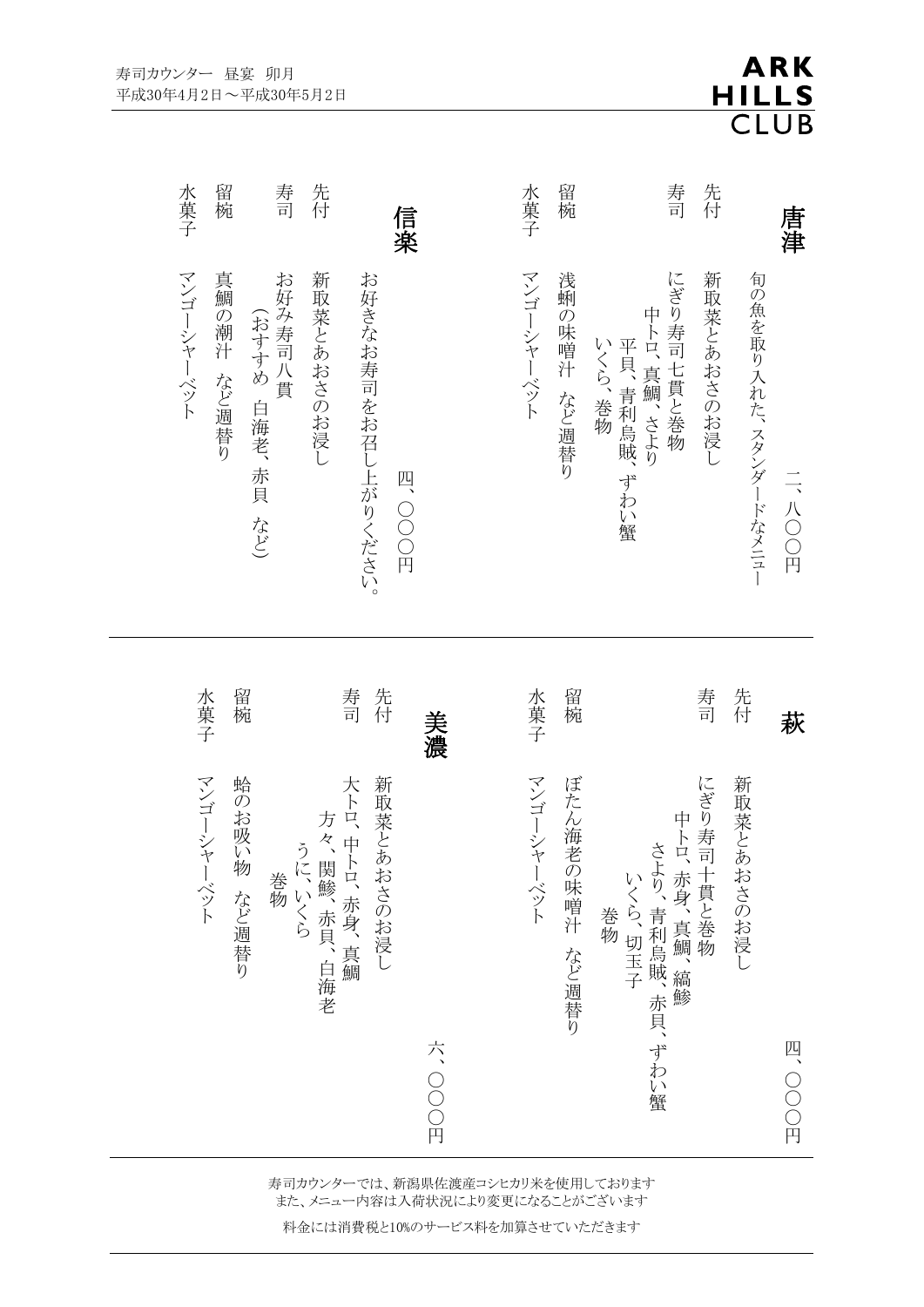寿司カウンター　昼宴　卯月
平成30年4月2日～平成30年5月2日

ARK HILLS CLUB

## 唐津

二、八〇〇円

旬の魚を取り入れた、スタンダードなメニュー

先付　新取菜とあおさのお浸し

寿司　にぎり寿司七貫と巻物
　　中トロ、真鯛、さより
　　平貝、青利烏賊、ずわい蟹
　　いくら、巻物

留椀　浅蜊の味噌汁　など週替り

水菓子　マンゴーシャーベット

## 信楽

四、〇〇〇円

お好きなお寿司をお召し上がりください。

先付　新取菜とあおさのお浸し

寿司　お好み寿司八貫
　　（おすすめ 白海老、赤貝　など）

留椀　真鯛の潮汁　など週替り

水菓子　マンゴーシャーベット

## 萩

四、〇〇〇円

先付　新取菜とあおさのお浸し

寿司　にぎり寿司十貫と巻物
　　中トロ、赤身、真鯛、縞鯵
　　さより、青利烏賊、赤貝、ずわい蟹
　　いくら、切玉子
　　巻物

留椀　ぼたん海老の味噌汁　など週替り

水菓子　マンゴーシャーベット

## 美濃

六、〇〇〇円

先付　新取菜とあおさのお浸し

寿司　大トロ、中トロ、赤身、真鯛
　　方々、関鯵、赤貝、白海老
　　うに、いくら
　　巻物

留椀　蛤のお吸い物　など週替り

水菓子　マンゴーシャーベット

---

寿司カウンターでは、新潟県佐渡産コシヒカリ米を使用しております
また、メニュー内容は入荷状況により変更になることがございます

料金には消費税と10%のサービス料を加算させていただきます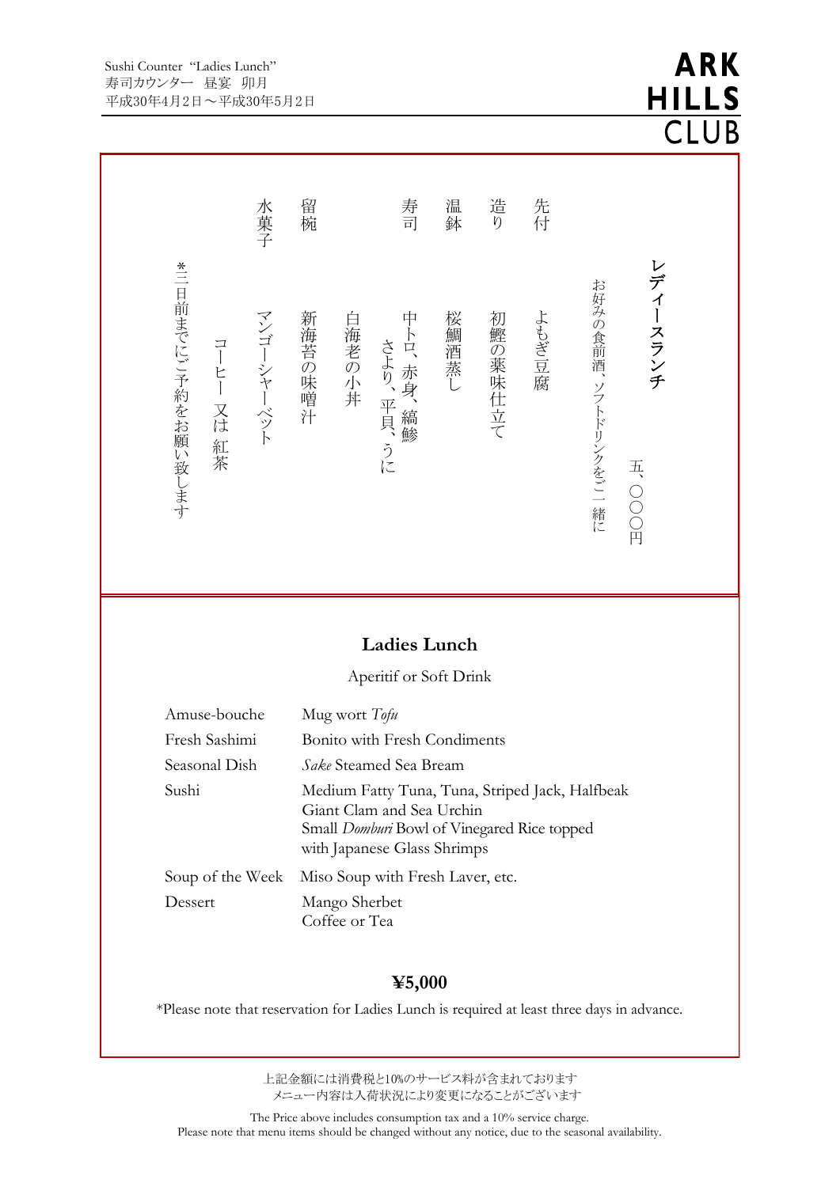Sushi Counter "Ladies Lunch"
寿司カウンター　昼宴　卯月
平成30年4月2日～平成30年5月2日

## レディースランチ

五、〇〇〇円

お好みの食前酒、ソフトドリンクをご一緒に

先付　よもぎ豆腐

造り　初鰹の薬味仕立て

温鉢　桜鯛酒蒸し

寿司　中トロ、赤身、縞鯵
　　　さより、平貝、うに
　　　白海老の小丼

留椀　新海苔の味噌汁

水菓子　マンゴーシャーベット
　　　　コーヒー　又は　紅茶

*三日前までにご予約をお願い致します

## Ladies Lunch

Aperitif or Soft Drink

| | |
|---|---|
| Amuse-bouche | Mug wort *Tofu* |
| Fresh Sashimi | Bonito with Fresh Condiments |
| Seasonal Dish | *Sake* Steamed Sea Bream |
| Sushi | Medium Fatty Tuna, Tuna, Striped Jack, Halfbeak<br>Giant Clam and Sea Urchin<br>Small *Domburi* Bowl of Vinegared Rice topped with Japanese Glass Shrimps |
| Soup of the Week | Miso Soup with Fresh Laver, etc. |
| Dessert | Mango Sherbet<br>Coffee or Tea |

**¥5,000**

*Please note that reservation for Ladies Lunch is required at least three days in advance.

上記金額には消費税と10%のサービス料が含まれております
メニュー内容は入荷状況により変更になることがございます

The Price above includes consumption tax and a 10% service charge.
Please note that menu items should be changed without any notice, due to the seasonal availability.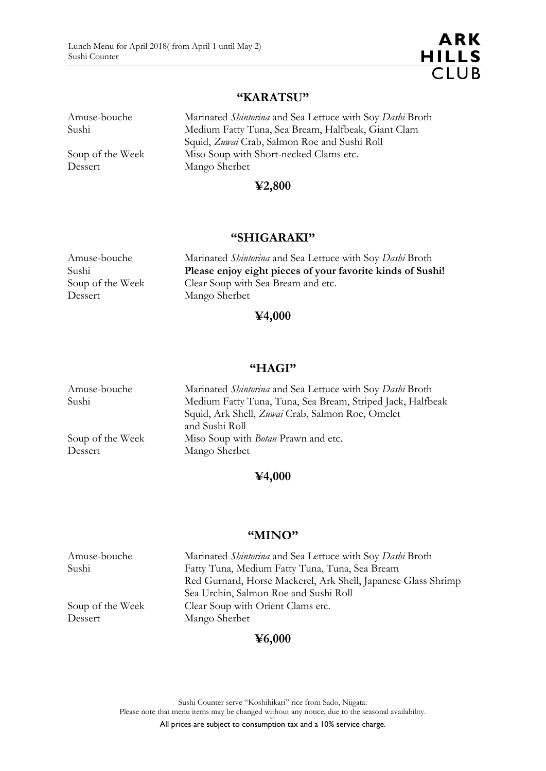## "KARATSU"

| | |
|---|---|
| Amuse-bouche | Marinated *Shintorina* and Sea Lettuce with Soy *Dashi* Broth |
| Sushi | Medium Fatty Tuna, Sea Bream, Halfbeak, Giant Clam Squid, *Zuwai* Crab, Salmon Roe and Sushi Roll |
| Soup of the Week | Miso Soup with Short-necked Clams etc. |
| Dessert | Mango Sherbet |

**¥2,800**

## "SHIGARAKI"

| | |
|---|---|
| Amuse-bouche | Marinated *Shintorina* and Sea Lettuce with Soy *Dashi* Broth |
| Sushi | **Please enjoy eight pieces of your favorite kinds of Sushi!** |
| Soup of the Week | Clear Soup with Sea Bream and etc. |
| Dessert | Mango Sherbet |

**¥4,000**

## "HAGI"

| | |
|---|---|
| Amuse-bouche | Marinated *Shintorina* and Sea Lettuce with Soy *Dashi* Broth |
| Sushi | Medium Fatty Tuna, Tuna, Sea Bream, Striped Jack, Halfbeak Squid, Ark Shell, *Zuwai* Crab, Salmon Roe, Omelet and Sushi Roll |
| Soup of the Week | Miso Soup with *Botan* Prawn and etc. |
| Dessert | Mango Sherbet |

**¥4,000**

## "MINO"

| | |
|---|---|
| Amuse-bouche | Marinated *Shintorina* and Sea Lettuce with Soy *Dashi* Broth |
| Sushi | Fatty Tuna, Medium Fatty Tuna, Tuna, Sea Bream Red Gurnard, Horse Mackerel, Ark Shell, Japanese Glass Shrimp Sea Urchin, Salmon Roe and Sushi Roll |
| Soup of the Week | Clear Soup with Orient Clams etc. |
| Dessert | Mango Sherbet |

**¥6,000**

Sushi Counter serve "Koshihikari" rice from Sado, Niigata.
Please note that menu items may be changed without any notice, due to the seasonal availability.
All prices are subject to consumption tax and a 10% service charge.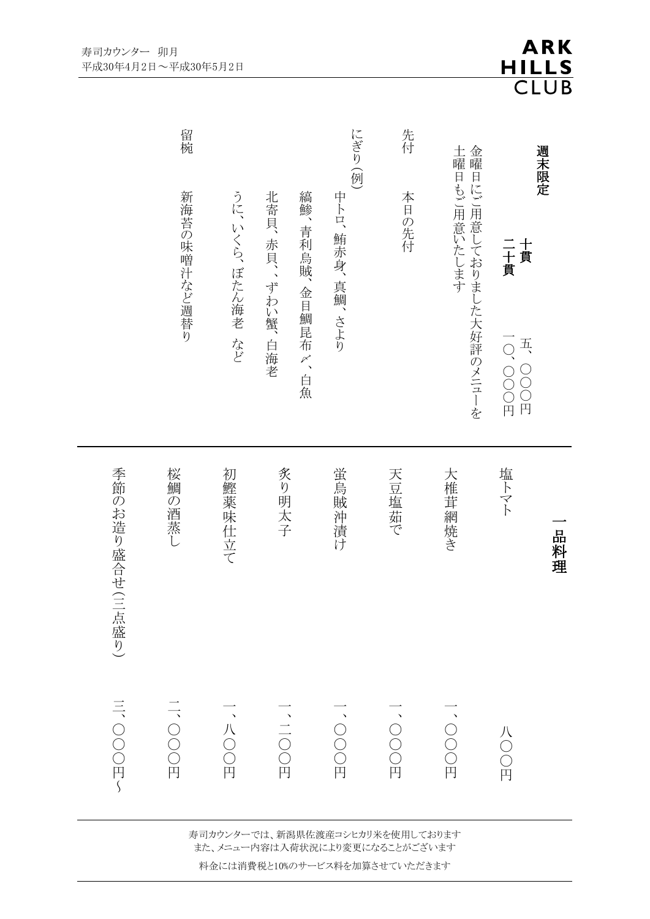寿司カウンター　卯月
平成30年4月2日～平成30年5月2日

ARK HILLS CLUB

## 週末限定

**十貫**　五、〇〇〇円
**二十貫**　一〇、〇〇〇円

金曜日にご用意しておりました大好評のメニューを
土曜日もご用意いたします

先付　本日の先付

にぎり（例）
中トロ、鮪赤身、真鯛、さより
縞鯵、青利烏賊、金目鯛昆布〆、白魚
北寄貝、赤貝、、ずわい蟹、白海老
うに、いくら、ぼたん海老　など

留椀　新海苔の味噌汁など週替り

---

## 一品料理

| 品目 | 価格 |
|---|---|
| 塩トマト | 八〇〇円 |
| 大椎茸網焼き | 一、〇〇〇円 |
| 天豆塩茹で | 一、〇〇〇円 |
| 蛍烏賊沖漬け | 一、〇〇〇円 |
| 炙り明太子 | 一、二〇〇円 |
| 初鰹薬味仕立て | 一、八〇〇円 |
| 桜鯛の酒蒸し | 二、〇〇〇円 |
| 季節のお造り盛合せ（三点盛り） | 三、〇〇〇円～ |

---

寿司カウンターでは、新潟県佐渡産コシヒカリ米を使用しております
また、メニュー内容は入荷状況により変更になることがございます

料金には消費税と10%のサービス料を加算させていただきます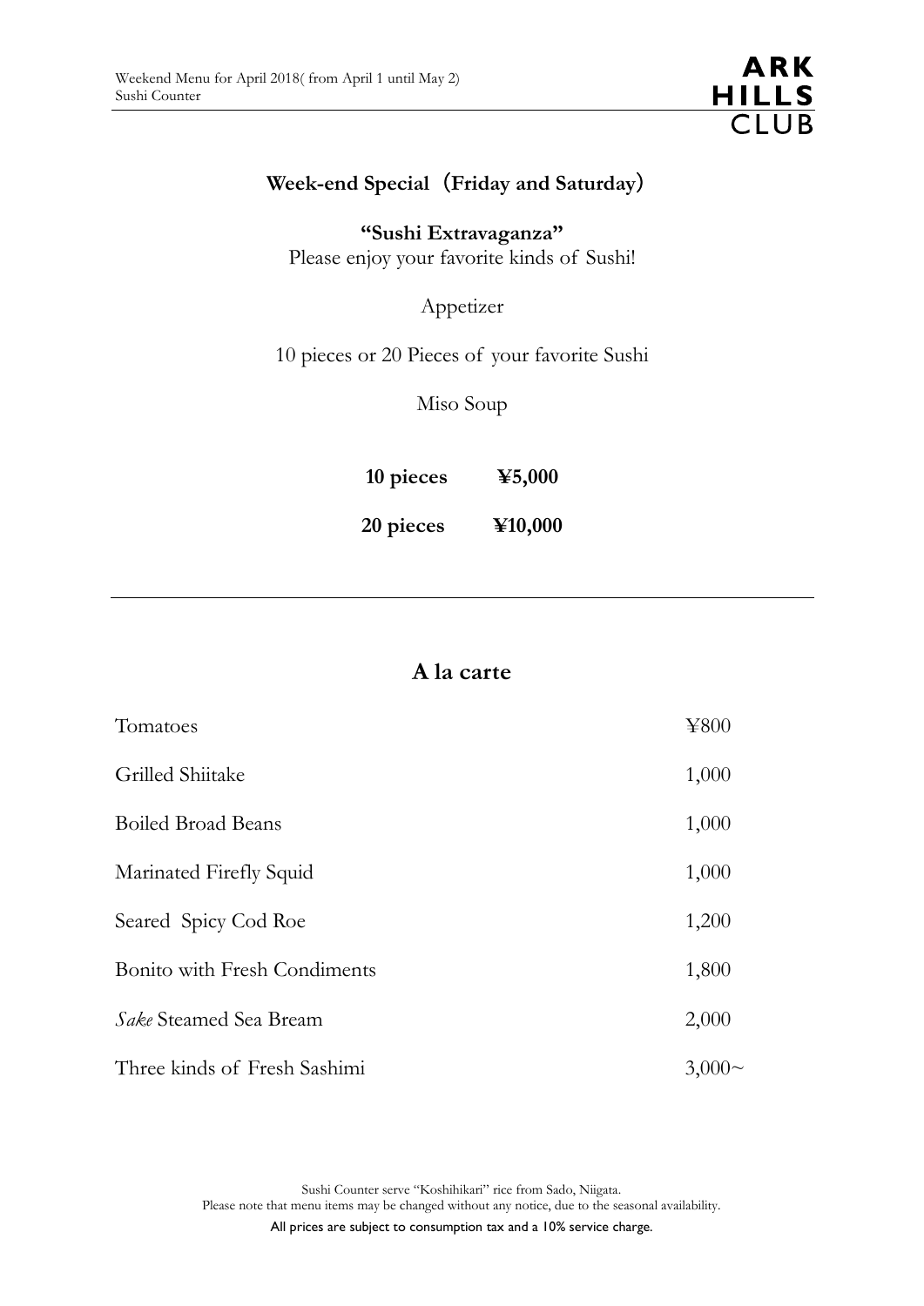## Week-end Special（Friday and Saturday）

**"Sushi Extravaganza"**

Please enjoy your favorite kinds of Sushi!

Appetizer

10 pieces or 20 Pieces of your favorite Sushi

Miso Soup

| | |
|---|---|
| **10 pieces** | **¥5,000** |
| **20 pieces** | **¥10,000** |

---

## A la carte

| | |
|---|---|
| Tomatoes | ¥800 |
| Grilled Shiitake | 1,000 |
| Boiled Broad Beans | 1,000 |
| Marinated Firefly Squid | 1,000 |
| Seared Spicy Cod Roe | 1,200 |
| Bonito with Fresh Condiments | 1,800 |
| *Sake* Steamed Sea Bream | 2,000 |
| Three kinds of Fresh Sashimi | 3,000~ |

Sushi Counter serve "Koshihikari" rice from Sado, Niigata.

Please note that menu items may be changed without any notice, due to the seasonal availability.

All prices are subject to consumption tax and a 10% service charge.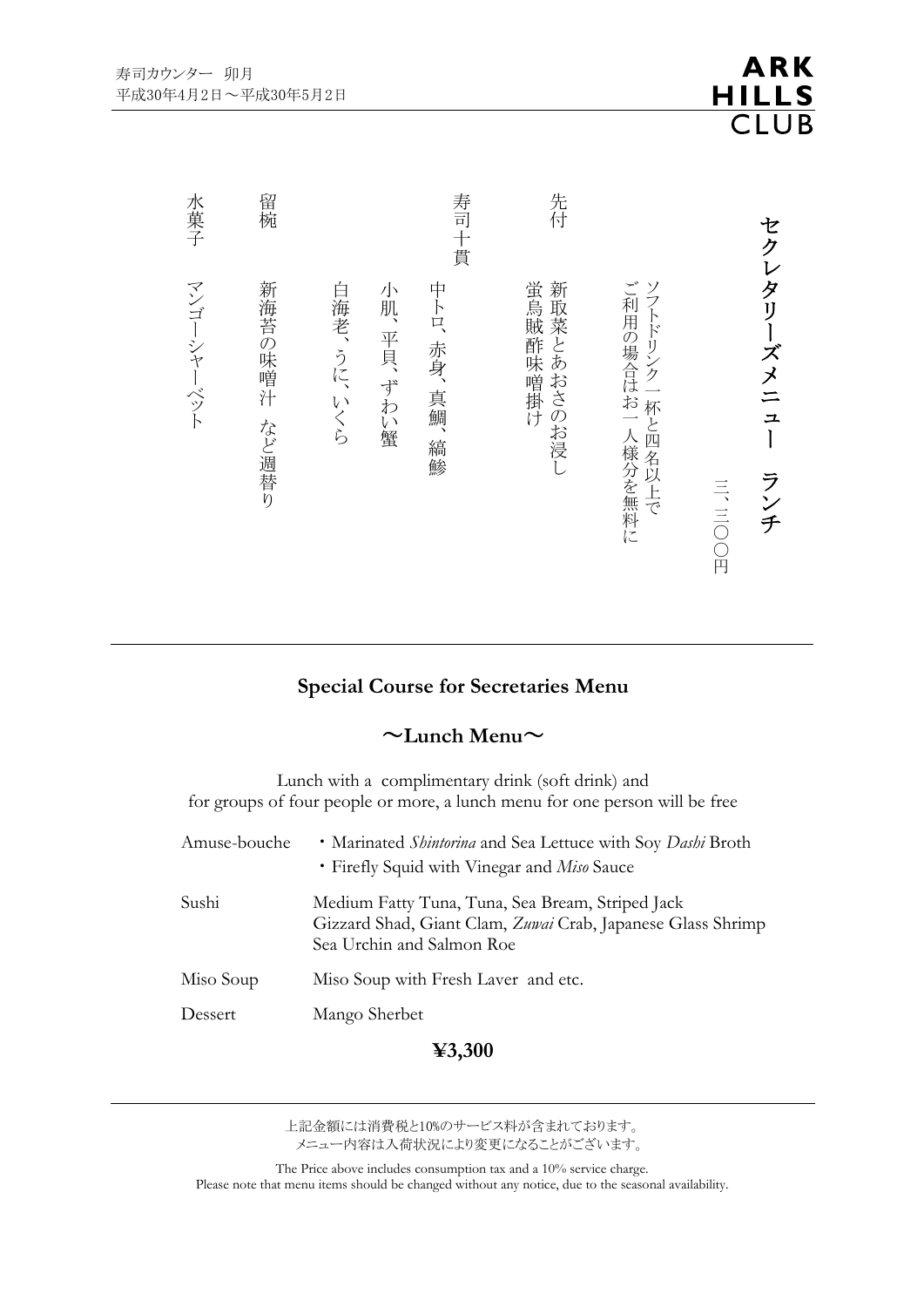寿司カウンター　卯月
平成30年4月2日～平成30年5月2日

ARK HILLS CLUB

# セクレタリーズメニュー　ランチ

三、三〇〇円

ソフトドリンク一杯と四名以上で
ご利用の場合はお一人様分を無料に

先付　新取菜とあおさのお浸し
　　　蛍烏賊酢味噌掛け

寿司十貫　中トロ、赤身、真鯛、縞鯵
　　　　　小肌、平貝、ずわい蟹
　　　　　白海老、うに、いくら

留椀　新海苔の味噌汁　など週替り

水菓子　マンゴーシャーベット

---

## Special Course for Secretaries Menu

## ～Lunch Menu～

Lunch with a complimentary drink (soft drink) and
for groups of four people or more, a lunch menu for one person will be free

| | |
|---|---|
| Amuse-bouche | ・Marinated *Shintorina* and Sea Lettuce with Soy *Dashi* Broth<br>・Firefly Squid with Vinegar and *Miso* Sauce |
| Sushi | Medium Fatty Tuna, Tuna, Sea Bream, Striped Jack<br>Gizzard Shad, Giant Clam, *Zuwai* Crab, Japanese Glass Shrimp<br>Sea Urchin and Salmon Roe |
| Miso Soup | Miso Soup with Fresh Laver and etc. |
| Dessert | Mango Sherbet |

**¥3,300**

---

上記金額には消費税と10%のサービス料が含まれております。
メニュー内容は入荷状況により変更になることがございます。

The Price above includes consumption tax and a 10% service charge.
Please note that menu items should be changed without any notice, due to the seasonal availability.